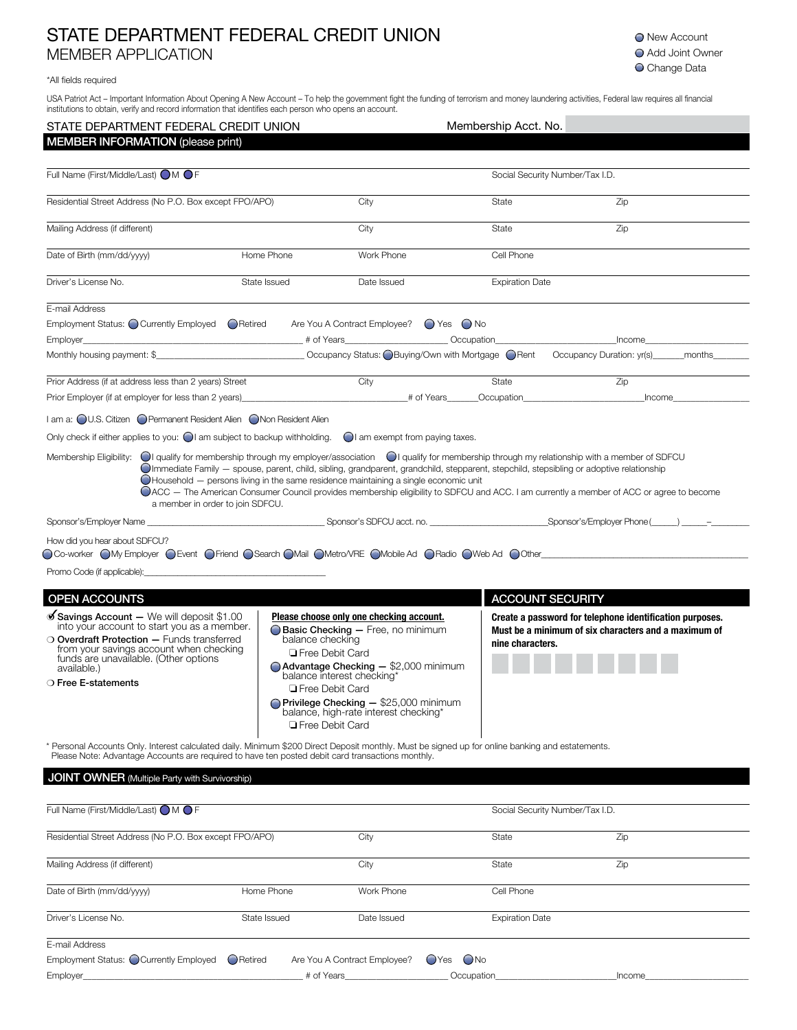# STATE DEPARTMENT FEDERAL CREDIT UNION
## MEMBER APPLICATION

- New Account
- Add Joint Owner
- Change Data

*All fields required

USA Patriot Act – Important Information About Opening A New Account – To help the government fight the funding of terrorism and money laundering activities, Federal law requires all financial institutions to obtain, verify and record information that identifies each person who opens an account.

STATE DEPARTMENT FEDERAL CREDIT UNION — Membership Acct. No.

## MEMBER INFORMATION (please print)

Full Name (First/Middle/Last) ○ M ○ F — Social Security Number/Tax I.D.

Residential Street Address (No P.O. Box except FPO/APO) — City — State — Zip

Mailing Address (if different) — City — State — Zip

Date of Birth (mm/dd/yyyy) — Home Phone — Work Phone — Cell Phone

Driver's License No. — State Issued — Date Issued — Expiration Date

E-mail Address

Employment Status: ○ Currently Employed ○ Retired — Are You A Contract Employee? ○ Yes ○ No

Employer\_\_\_\_\_\_\_\_\_\_ # of Years\_\_\_\_\_\_\_\_\_\_ Occupation\_\_\_\_\_\_\_\_\_\_ Income\_\_\_\_\_\_\_\_\_\_

Monthly housing payment: $\_\_\_\_\_\_\_\_\_\_ Occupancy Status: ○ Buying/Own with Mortgage ○ Rent — Occupancy Duration: yr(s)\_\_\_\_\_\_ months\_\_\_\_\_\_

Prior Address (if at address less than 2 years) Street — City — State — Zip

Prior Employer (if at employer for less than 2 years)\_\_\_\_\_\_\_\_\_\_ # of Years\_\_\_\_\_\_ Occupation\_\_\_\_\_\_\_\_\_\_ Income\_\_\_\_\_\_\_\_\_\_

I am a: ○ U.S. Citizen ○ Permanent Resident Alien ○ Non Resident Alien

Only check if either applies to you: ○ I am subject to backup withholding. ○ I am exempt from paying taxes.

Membership Eligibility:
- ○ I qualify for membership through my employer/association
- ○ I qualify for membership through my relationship with a member of SDFCU
- ○ Immediate Family — spouse, parent, child, sibling, grandparent, grandchild, stepparent, stepchild, stepsibling or adoptive relationship
- ○ Household — persons living in the same residence maintaining a single economic unit
- ○ ACC — The American Consumer Council provides membership eligibility to SDFCU and ACC. I am currently a member of ACC or agree to become a member in order to join SDFCU.

Sponsor's/Employer Name \_\_\_\_\_\_\_\_\_\_ Sponsor's SDFCU acct. no. \_\_\_\_\_\_\_\_\_\_ Sponsor's/Employer Phone (\_\_\_\_\_\_) \_\_\_\_\_\_–\_\_\_\_\_\_

How did you hear about SDFCU?
○ Co-worker ○ My Employer ○ Event ○ Friend ○ Search ○ Mail ○ Metro/VRE ○ Mobile Ad ○ Radio ○ Web Ad ○ Other\_\_\_\_\_\_\_\_\_\_

Promo Code (if applicable):\_\_\_\_\_\_\_\_\_\_

## OPEN ACCOUNTS

- ✓ **Savings Account —** We will deposit $1.00 into your account to start you as a member.
- ○ **Overdraft Protection —** Funds transferred from your savings account when checking funds are unavailable. (Other options available.)
- ○ **Free E-statements**

**Please choose only one checking account.**

- ○ **Basic Checking —** Free, no minimum balance checking
  - ❑ Free Debit Card
- ○ **Advantage Checking —** $2,000 minimum balance interest checking*
  - ❑ Free Debit Card
- ○ **Privilege Checking —** $25,000 minimum balance, high-rate interest checking*
  - ❑ Free Debit Card

## ACCOUNT SECURITY

**Create a password for telephone identification purposes. Must be a minimum of six characters and a maximum of nine characters.**

\* Personal Accounts Only. Interest calculated daily. Minimum $200 Direct Deposit monthly. Must be signed up for online banking and estatements.
Please Note: Advantage Accounts are required to have ten posted debit card transactions monthly.

## JOINT OWNER (Multiple Party with Survivorship)

Full Name (First/Middle/Last) ○ M ○ F — Social Security Number/Tax I.D.

Residential Street Address (No P.O. Box except FPO/APO) — City — State — Zip

Mailing Address (if different) — City — State — Zip

Date of Birth (mm/dd/yyyy) — Home Phone — Work Phone — Cell Phone

Driver's License No. — State Issued — Date Issued — Expiration Date

E-mail Address

Employment Status: ○ Currently Employed ○ Retired — Are You A Contract Employee? ○ Yes ○ No

Employer\_\_\_\_\_\_\_\_\_\_ # of Years\_\_\_\_\_\_\_\_\_\_ Occupation\_\_\_\_\_\_\_\_\_\_ Income\_\_\_\_\_\_\_\_\_\_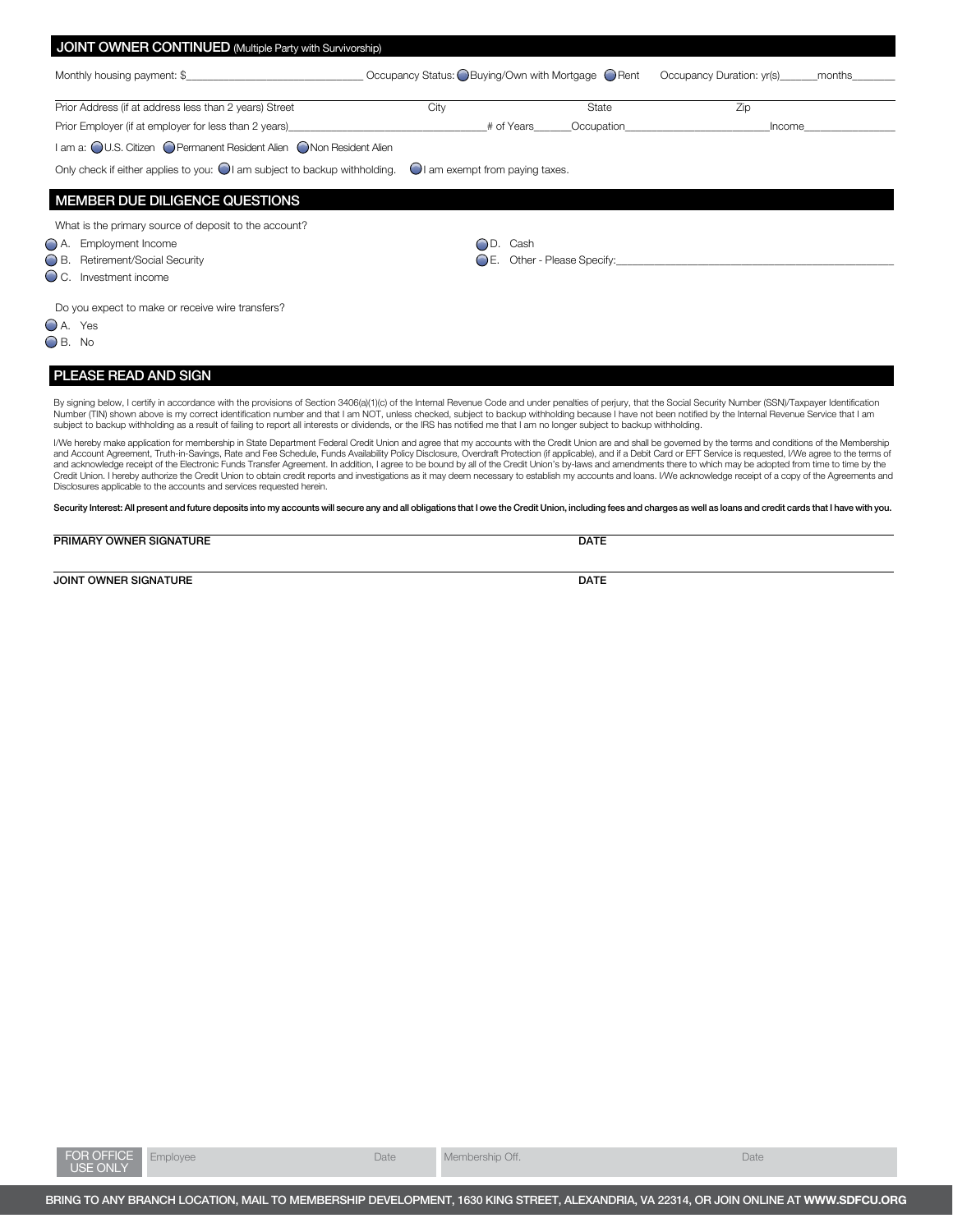## JOINT OWNER CONTINUED (Multiple Party with Survivorship)

Monthly housing payment: $______________________________ Occupancy Status: ◯ Buying/Own with Mortgage ◯ Rent Occupancy Duration: yr(s)______months________

Prior Address (if at address less than 2 years) Street City State Zip

Prior Employer (if at employer for less than 2 years)____________________________________# of Years______Occupation__________________________Income________________

I am a: ◯ U.S. Citizen ◯ Permanent Resident Alien ◯ Non Resident Alien

Only check if either applies to you: ◯ I am subject to backup withholding. ◯ I am exempt from paying taxes.

## MEMBER DUE DILIGENCE QUESTIONS

What is the primary source of deposit to the account?

◯ A. Employment Income
◯ B. Retirement/Social Security
◯ C. Investment income
◯ D. Cash
◯ E. Other - Please Specify:______________________________________________

Do you expect to make or receive wire transfers?

◯ A. Yes
◯ B. No

## PLEASE READ AND SIGN

By signing below, I certify in accordance with the provisions of Section 3406(a)(1)(c) of the Internal Revenue Code and under penalties of perjury, that the Social Security Number (SSN)/Taxpayer Identification Number (TIN) shown above is my correct identification number and that I am NOT, unless checked, subject to backup withholding because I have not been notified by the Internal Revenue Service that I am subject to backup withholding as a result of failing to report all interests or dividends, or the IRS has notified me that I am no longer subject to backup withholding.

I/We hereby make application for membership in State Department Federal Credit Union and agree that my accounts with the Credit Union are and shall be governed by the terms and conditions of the Membership and Account Agreement, Truth-in-Savings, Rate and Fee Schedule, Funds Availability Policy Disclosure, Overdraft Protection (if applicable), and if a Debit Card or EFT Service is requested, I/We agree to the terms of and acknowledge receipt of the Electronic Funds Transfer Agreement. In addition, I agree to be bound by all of the Credit Union's by-laws and amendments there to which may be adopted from time to time by the Credit Union. I hereby authorize the Credit Union to obtain credit reports and investigations as it may deem necessary to establish my accounts and loans. I/We acknowledge receipt of a copy of the Agreements and Disclosures applicable to the accounts and services requested herein.

**Security Interest: All present and future deposits into my accounts will secure any and all obligations that I owe the Credit Union, including fees and charges as well as loans and credit cards that I have with you.**

**PRIMARY OWNER SIGNATURE** **DATE**

**JOINT OWNER SIGNATURE** **DATE**

FOR OFFICE USE ONLY Employee Date Membership Off. Date

BRING TO ANY BRANCH LOCATION, MAIL TO MEMBERSHIP DEVELOPMENT, 1630 KING STREET, ALEXANDRIA, VA 22314, OR JOIN ONLINE AT **WWW.SDFCU.ORG**